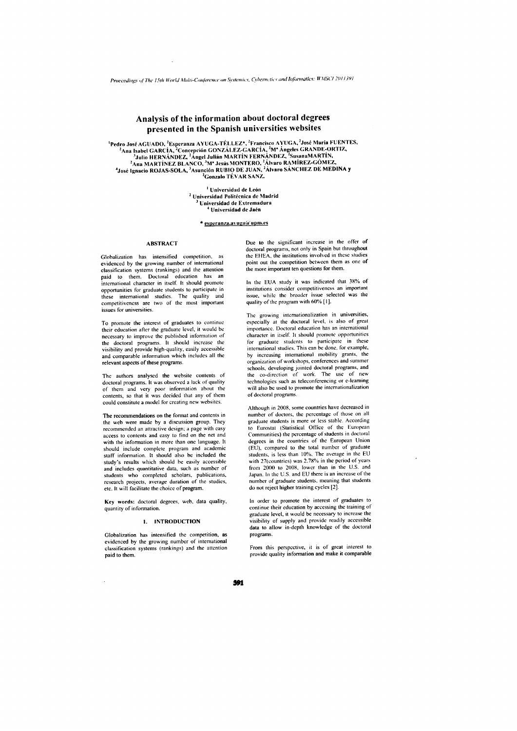# Analysis of the information about doctoral degrees presented in the Spanish universities websites

[1]Pedro José AGUADO, [2]Esperanza AYUGA-TÉLLEZ*, [2]Francisco AYUGA, [2]José María FUENTES, [2]Ana Isabel GARCÍA, [2]Concepción GONZÁLEZ-GARCÍA, [2]Mª Ángeles GRANDE-ORTIZ, [3]Julio HERNÁNDEZ, [2]Ángel Julián MARTÍN FERNÁNDEZ, [2]SusanaMARTÍN, [2]Ana MARTÍNEZ BLANCO, [2]Mª Jesús MONTERO, [2]Álvaro RAMÍREZ-GÓMEZ, [4]José Ignacio ROJAS-SOLA, [3]Asunción RUBIO DE JUAN, [2]Álvaro SÁNCHEZ DE MEDINA y [2]Gonzalo TÉVAR SANZ.

[1] Universidad de León
[2] Universidad Politécnica de Madrid
[3] Universidad de Extremadura
[4] Universidad de Jaén

* esperanza.ayuga@upm.es

## ABSTRACT

Globalization has intensified competition, as evidenced by the growing number of international classification systems (rankings) and the attention paid to them. Doctoral education has an international character in itself. It should promote opportunities for graduate students to participate in these international studies. The quality and competitiveness are two of the most important issues for universities.

To promote the interest of graduates to continue their education after the graduate level, it would be necessary to improve the published information of the doctoral programs. It should increase the visibility and provide high-quality, easily accessible and comparable information which includes all the relevant aspects of these programs.

The authors analysed the website contents of doctoral programs. It was observed a lack of quality of them and very poor information about the contents, so that it was decided that any of them could constitute a model for creating new websites.

The recommendations on the format and contents in the web were made by a discussion group. They recommended an attractive design; a page with easy access to contents and easy to find on the net and with the information in more than one language. It should include complete program and academic staff information. It should also be included the study's results which should be easily accessible and includes quantitative data, such as number of students who completed scholars, publications, research projects, average duration of the studies, etc. It will facilitate the choice of program.

**Key words:** doctoral degrees, web, data quality, quantity of information.

## 1. INTRODUCTION

Globalization has intensified the competition, as evidenced by the growing number of international classification systems (rankings) and the attention paid to them.

Due to the significant increase in the offer of doctoral programs, not only in Spain but throughout the EHEA, the institutions involved in these studies point out the competition between them as one of the more important ten questions for them.

In the EUA study it was indicated that 38% of institutions consider competitiveness an important issue, while the broader issue selected was the quality of the program with 60% [1].

The growing internationalization in universities, especially at the doctoral level, is also of great importance. Doctoral education has an international character in itself. It should promote opportunities for graduate students to participate in these international studies. This can be done, for example, by increasing international mobility grants, the organization of workshops, conferences and summer schools, developing jointed doctoral programs, and the co-direction of work. The use of new technologies such as teleconferencing or e-learning will also be used to promote the internationalization of doctoral programs.

Although in 2008, some countries have decreased in number of doctors, the percentage of those on all graduate students is more or less stable. According to Eurostat (Statistical Office of the European Communities) the percentage of students in doctoral degrees in the countries of the European Union (EU), compared to the total number of graduate students, is less than 10%. The average in the EU with 27(countries) was 2.78% in the period of years from 2000 to 2008, lower than in the U.S. and Japan. In the U.S. and EU there is an increase of the number of graduate students, meaning that students do not reject higher training cycles [2].

In order to promote the interest of graduates to continue their education by accessing the training of graduate level, it would be necessary to increase the visibility of supply and provide readily accessible data to allow in-depth knowledge of the doctoral programs.

From this perspective, it is of great interest to provide quality information and make it comparable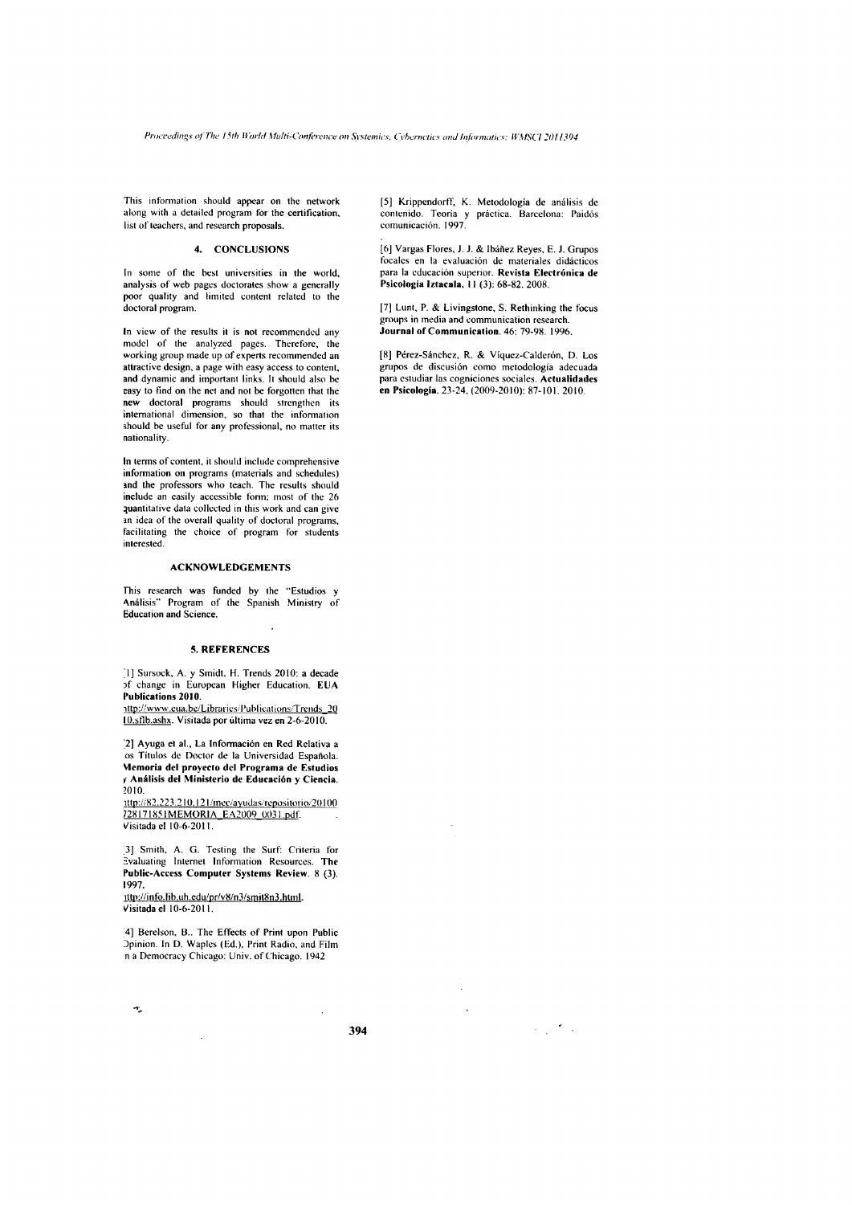This information should appear on the network along with a detailed program for the certification, list of teachers, and research proposals.

## 4. CONCLUSIONS

In some of the best universities in the world, analysis of web pages doctorates show a generally poor quality and limited content related to the doctoral program.

In view of the results it is not recommended any model of the analyzed pages. Therefore, the working group made up of experts recommended an attractive design, a page with easy access to content, and dynamic and important links. It should also be easy to find on the net and not be forgotten that the new doctoral programs should strengthen its international dimension, so that the information should be useful for any professional, no matter its nationality.

In terms of content, it should include comprehensive information on programs (materials and schedules) and the professors who teach. The results should include an easily accessible form; most of the 26 quantitative data collected in this work and can give an idea of the overall quality of doctoral programs, facilitating the choice of program for students interested.

## ACKNOWLEDGEMENTS

This research was funded by the "Estudios y Análisis" Program of the Spanish Ministry of Education and Science.

## 5. REFERENCES

[1] Sursock, A. y Smidt, H. Trends 2010: a decade of change in European Higher Education. **EUA Publications 2010.** http://www.eua.be/Libraries/Publications/Trends_2010.sflb.ashx. Visitada por última vez en 2-6-2010.

[2] Ayuga et al., La Información en Red Relativa a los Títulos de Doctor de la Universidad Española. **Memoria del proyecto del Programa de Estudios y Análisis del Ministerio de Educación y Ciencia.** 2010. http://82.223.210.121/mec/ayudas/repositorio/20100728171851MEMORIA_EA2009_0031.pdf. Visitada el 10-6-2011.

[3] Smith, A. G. Testing the Surf: Criteria for Evaluating Internet Information Resources. **The Public-Access Computer Systems Review.** 8 (3). 1997. http://info.lib.uh.edu/pr/v8/n3/smit8n3.html. Visitada el 10-6-2011.

[4] Berelson, B.. The Effects of Print upon Public Opinion. In D. Waples (Ed.), Print Radio, and Film in a Democracy Chicago: Univ. of Chicago. 1942

[5] Krippendorff, K. Metodología de análisis de contenido. Teoría y práctica. Barcelona: Paidós comunicación. 1997.

[6] Vargas Flores, J. J. & Ibáñez Reyes, E. J. Grupos focales en la evaluación de materiales didácticos para la educación superior. **Revista Electrónica de Psicología Iztacala.** 11 (3): 68-82. 2008.

[7] Lunt, P. & Livingstone, S. Rethinking the focus groups in media and communication research. **Journal of Communication.** 46: 79-98. 1996.

[8] Pérez-Sánchez, R. & Víquez-Calderón, D. Los grupos de discusión como metodología adecuada para estudiar las cogniciones sociales. **Actualidades en Psicología.** 23-24. (2009-2010): 87-101. 2010.